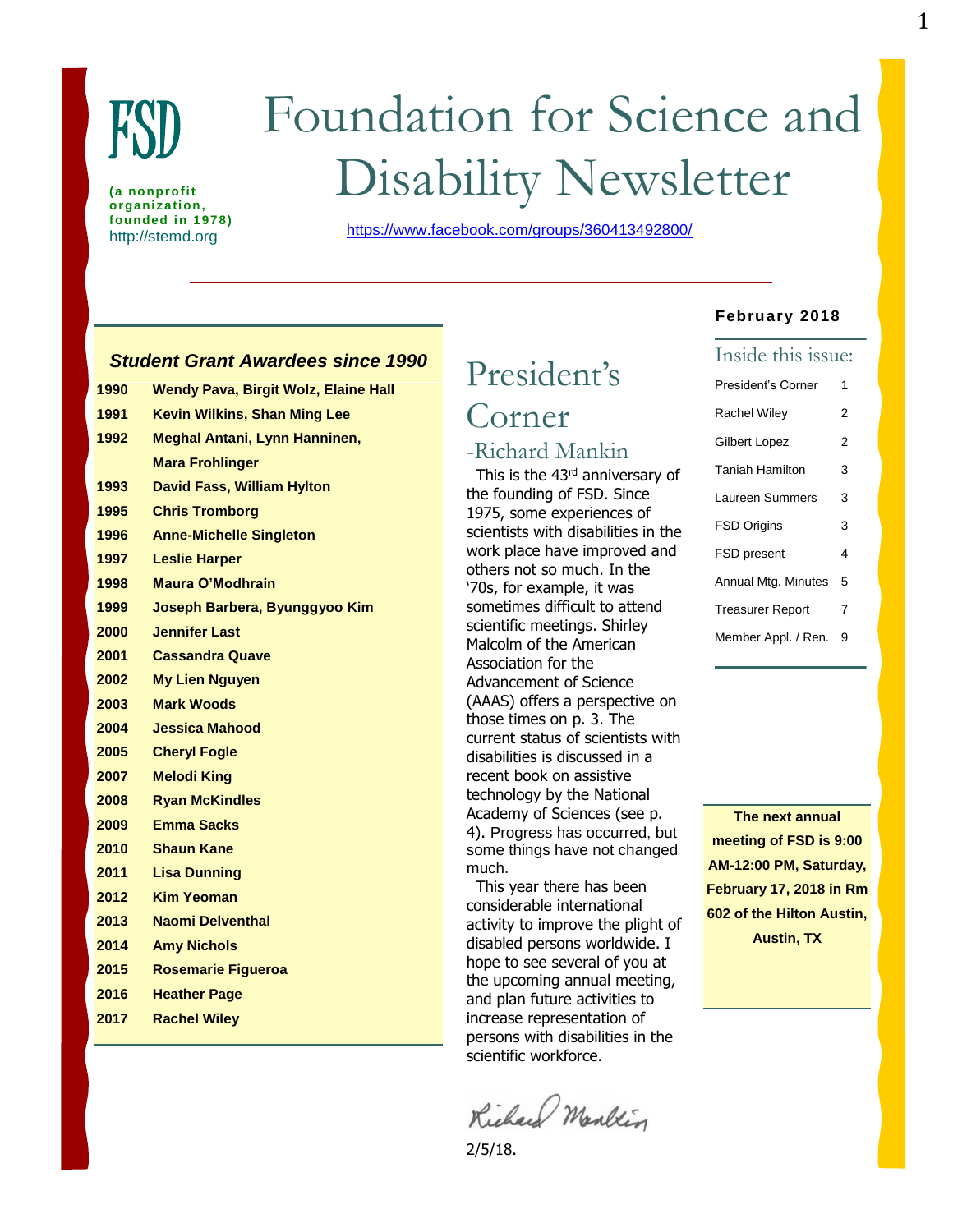# FSD

**(a nonprofit organization, founded in 1978)**
http://stemd.org

# Foundation for Science and Disability Newsletter

https://www.facebook.com/groups/360413492800/

**February 2018**

## Inside this issue:

| | |
|---|---|
| President's Corner | 1 |
| Rachel Wiley | 2 |
| Gilbert Lopez | 2 |
| Taniah Hamilton | 3 |
| Laureen Summers | 3 |
| FSD Origins | 3 |
| FSD present | 4 |
| Annual Mtg. Minutes | 5 |
| Treasurer Report | 7 |
| Member Appl. / Ren. | 9 |

## President's Corner

### -Richard Mankin

This is the 43rd anniversary of the founding of FSD. Since 1975, some experiences of scientists with disabilities in the work place have improved and others not so much. In the '70s, for example, it was sometimes difficult to attend scientific meetings. Shirley Malcolm of the American Association for the Advancement of Science (AAAS) offers a perspective on those times on p. 3. The current status of scientists with disabilities is discussed in a recent book on assistive technology by the National Academy of Sciences (see p. 4). Progress has occurred, but some things have not changed much.

This year there has been considerable international activity to improve the plight of disabled persons worldwide. I hope to see several of you at the upcoming annual meeting, and plan future activities to increase representation of persons with disabilities in the scientific workforce.

Richard Mankin

2/5/18.

**The next annual meeting of FSD is 9:00 AM-12:00 PM, Saturday, February 17, 2018 in Rm 602 of the Hilton Austin, Austin, TX**

### *Student Grant Awardees since 1990*

| Year | Awardees |
|---|---|
| **1990** | **Wendy Pava, Birgit Wolz, Elaine Hall** |
| **1991** | **Kevin Wilkins, Shan Ming Lee** |
| **1992** | **Meghal Antani, Lynn Hanninen, Mara Frohlinger** |
| **1993** | **David Fass, William Hylton** |
| **1995** | **Chris Tromborg** |
| **1996** | **Anne-Michelle Singleton** |
| **1997** | **Leslie Harper** |
| **1998** | **Maura O'Modhrain** |
| **1999** | **Joseph Barbera, Byunggyoo Kim** |
| **2000** | **Jennifer Last** |
| **2001** | **Cassandra Quave** |
| **2002** | **My Lien Nguyen** |
| **2003** | **Mark Woods** |
| **2004** | **Jessica Mahood** |
| **2005** | **Cheryl Fogle** |
| **2007** | **Melodi King** |
| **2008** | **Ryan McKindles** |
| **2009** | **Emma Sacks** |
| **2010** | **Shaun Kane** |
| **2011** | **Lisa Dunning** |
| **2012** | **Kim Yeoman** |
| **2013** | **Naomi Delventhal** |
| **2014** | **Amy Nichols** |
| **2015** | **Rosemarie Figueroa** |
| **2016** | **Heather Page** |
| **2017** | **Rachel Wiley** |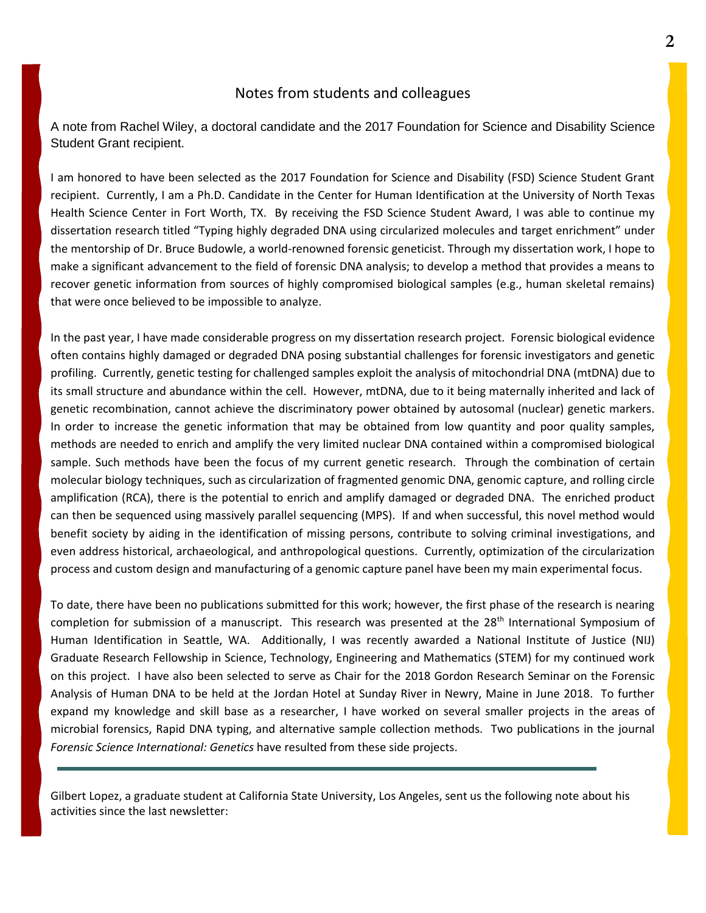## Notes from students and colleagues

A note from Rachel Wiley, a doctoral candidate and the 2017 Foundation for Science and Disability Science Student Grant recipient.

I am honored to have been selected as the 2017 Foundation for Science and Disability (FSD) Science Student Grant recipient. Currently, I am a Ph.D. Candidate in the Center for Human Identification at the University of North Texas Health Science Center in Fort Worth, TX. By receiving the FSD Science Student Award, I was able to continue my dissertation research titled "Typing highly degraded DNA using circularized molecules and target enrichment" under the mentorship of Dr. Bruce Budowle, a world-renowned forensic geneticist. Through my dissertation work, I hope to make a significant advancement to the field of forensic DNA analysis; to develop a method that provides a means to recover genetic information from sources of highly compromised biological samples (e.g., human skeletal remains) that were once believed to be impossible to analyze.

In the past year, I have made considerable progress on my dissertation research project. Forensic biological evidence often contains highly damaged or degraded DNA posing substantial challenges for forensic investigators and genetic profiling. Currently, genetic testing for challenged samples exploit the analysis of mitochondrial DNA (mtDNA) due to its small structure and abundance within the cell. However, mtDNA, due to it being maternally inherited and lack of genetic recombination, cannot achieve the discriminatory power obtained by autosomal (nuclear) genetic markers. In order to increase the genetic information that may be obtained from low quantity and poor quality samples, methods are needed to enrich and amplify the very limited nuclear DNA contained within a compromised biological sample. Such methods have been the focus of my current genetic research. Through the combination of certain molecular biology techniques, such as circularization of fragmented genomic DNA, genomic capture, and rolling circle amplification (RCA), there is the potential to enrich and amplify damaged or degraded DNA. The enriched product can then be sequenced using massively parallel sequencing (MPS). If and when successful, this novel method would benefit society by aiding in the identification of missing persons, contribute to solving criminal investigations, and even address historical, archaeological, and anthropological questions. Currently, optimization of the circularization process and custom design and manufacturing of a genomic capture panel have been my main experimental focus.

To date, there have been no publications submitted for this work; however, the first phase of the research is nearing completion for submission of a manuscript. This research was presented at the 28th International Symposium of Human Identification in Seattle, WA. Additionally, I was recently awarded a National Institute of Justice (NIJ) Graduate Research Fellowship in Science, Technology, Engineering and Mathematics (STEM) for my continued work on this project. I have also been selected to serve as Chair for the 2018 Gordon Research Seminar on the Forensic Analysis of Human DNA to be held at the Jordan Hotel at Sunday River in Newry, Maine in June 2018. To further expand my knowledge and skill base as a researcher, I have worked on several smaller projects in the areas of microbial forensics, Rapid DNA typing, and alternative sample collection methods. Two publications in the journal *Forensic Science International: Genetics* have resulted from these side projects.

---

Gilbert Lopez, a graduate student at California State University, Los Angeles, sent us the following note about his activities since the last newsletter: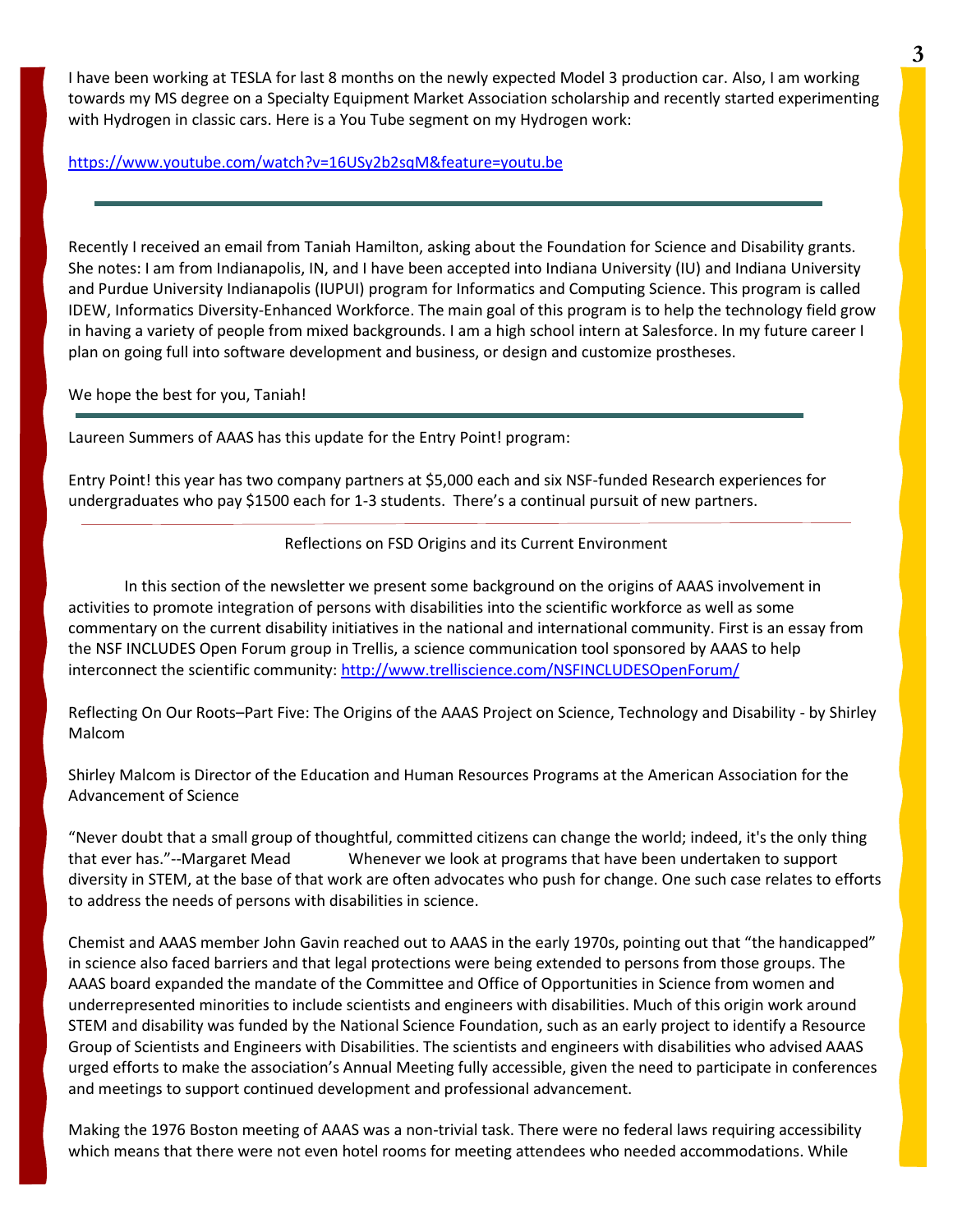I have been working at TESLA for last 8 months on the newly expected Model 3 production car. Also, I am working towards my MS degree on a Specialty Equipment Market Association scholarship and recently started experimenting with Hydrogen in classic cars. Here is a You Tube segment on my Hydrogen work:

https://www.youtube.com/watch?v=16USy2b2sqM&feature=youtu.be

---

Recently I received an email from Taniah Hamilton, asking about the Foundation for Science and Disability grants. She notes: I am from Indianapolis, IN, and I have been accepted into Indiana University (IU) and Indiana University and Purdue University Indianapolis (IUPUI) program for Informatics and Computing Science. This program is called IDEW, Informatics Diversity-Enhanced Workforce. The main goal of this program is to help the technology field grow in having a variety of people from mixed backgrounds. I am a high school intern at Salesforce. In my future career I plan on going full into software development and business, or design and customize prostheses.

We hope the best for you, Taniah!

---

Laureen Summers of AAAS has this update for the Entry Point! program:

Entry Point! this year has two company partners at $5,000 each and six NSF-funded Research experiences for undergraduates who pay $1500 each for 1-3 students. There's a continual pursuit of new partners.

---

Reflections on FSD Origins and its Current Environment

In this section of the newsletter we present some background on the origins of AAAS involvement in activities to promote integration of persons with disabilities into the scientific workforce as well as some commentary on the current disability initiatives in the national and international community. First is an essay from the NSF INCLUDES Open Forum group in Trellis, a science communication tool sponsored by AAAS to help interconnect the scientific community: http://www.trelliscience.com/NSFINCLUDESOpenForum/

Reflecting On Our Roots–Part Five: The Origins of the AAAS Project on Science, Technology and Disability - by Shirley Malcom

Shirley Malcom is Director of the Education and Human Resources Programs at the American Association for the Advancement of Science

"Never doubt that a small group of thoughtful, committed citizens can change the world; indeed, it's the only thing that ever has."--Margaret Mead Whenever we look at programs that have been undertaken to support diversity in STEM, at the base of that work are often advocates who push for change. One such case relates to efforts to address the needs of persons with disabilities in science.

Chemist and AAAS member John Gavin reached out to AAAS in the early 1970s, pointing out that "the handicapped" in science also faced barriers and that legal protections were being extended to persons from those groups. The AAAS board expanded the mandate of the Committee and Office of Opportunities in Science from women and underrepresented minorities to include scientists and engineers with disabilities. Much of this origin work around STEM and disability was funded by the National Science Foundation, such as an early project to identify a Resource Group of Scientists and Engineers with Disabilities. The scientists and engineers with disabilities who advised AAAS urged efforts to make the association's Annual Meeting fully accessible, given the need to participate in conferences and meetings to support continued development and professional advancement.

Making the 1976 Boston meeting of AAAS was a non-trivial task. There were no federal laws requiring accessibility which means that there were not even hotel rooms for meeting attendees who needed accommodations. While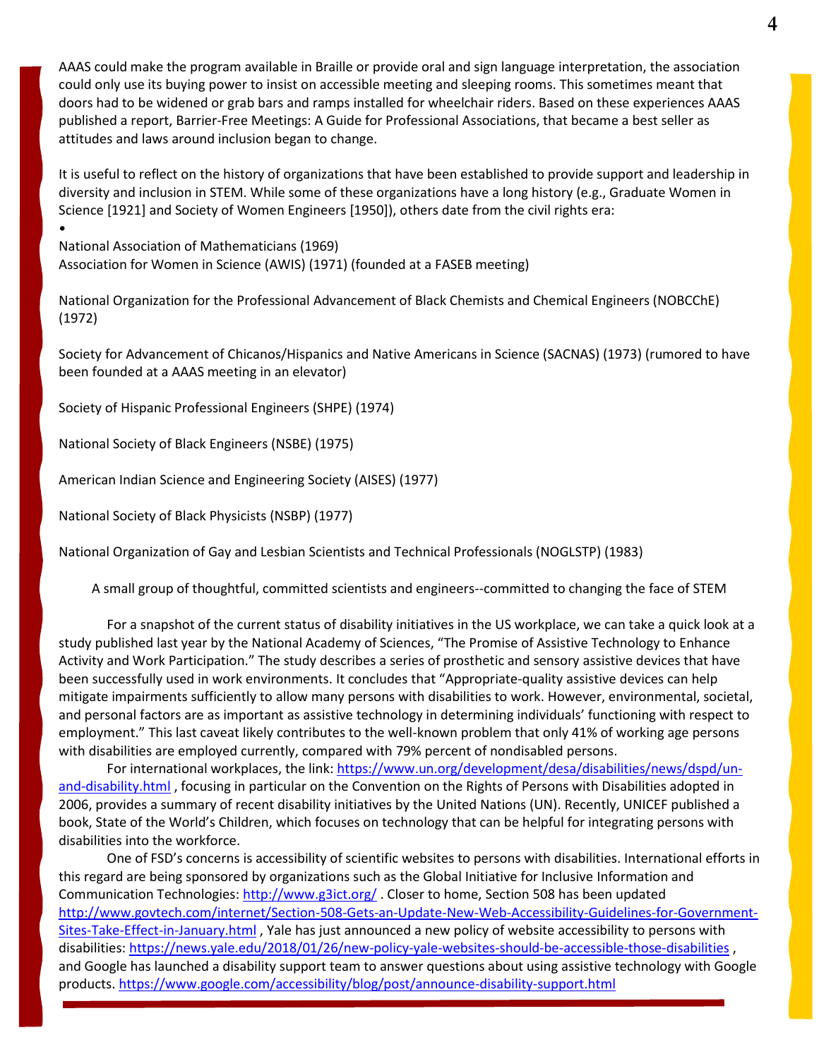AAAS could make the program available in Braille or provide oral and sign language interpretation, the association could only use its buying power to insist on accessible meeting and sleeping rooms. This sometimes meant that doors had to be widened or grab bars and ramps installed for wheelchair riders. Based on these experiences AAAS published a report, Barrier-Free Meetings: A Guide for Professional Associations, that became a best seller as attitudes and laws around inclusion began to change.

It is useful to reflect on the history of organizations that have been established to provide support and leadership in diversity and inclusion in STEM. While some of these organizations have a long history (e.g., Graduate Women in Science [1921] and Society of Women Engineers [1950]), others date from the civil rights era:

•

National Association of Mathematicians (1969)
Association for Women in Science (AWIS) (1971) (founded at a FASEB meeting)

National Organization for the Professional Advancement of Black Chemists and Chemical Engineers (NOBCChE) (1972)

Society for Advancement of Chicanos/Hispanics and Native Americans in Science (SACNAS) (1973) (rumored to have been founded at a AAAS meeting in an elevator)

Society of Hispanic Professional Engineers (SHPE) (1974)

National Society of Black Engineers (NSBE) (1975)

American Indian Science and Engineering Society (AISES) (1977)

National Society of Black Physicists (NSBP) (1977)

National Organization of Gay and Lesbian Scientists and Technical Professionals (NOGLSTP) (1983)

A small group of thoughtful, committed scientists and engineers--committed to changing the face of STEM

For a snapshot of the current status of disability initiatives in the US workplace, we can take a quick look at a study published last year by the National Academy of Sciences, "The Promise of Assistive Technology to Enhance Activity and Work Participation." The study describes a series of prosthetic and sensory assistive devices that have been successfully used in work environments. It concludes that "Appropriate-quality assistive devices can help mitigate impairments sufficiently to allow many persons with disabilities to work. However, environmental, societal, and personal factors are as important as assistive technology in determining individuals' functioning with respect to employment." This last caveat likely contributes to the well-known problem that only 41% of working age persons with disabilities are employed currently, compared with 79% percent of nondisabled persons.

For international workplaces, the link: https://www.un.org/development/desa/disabilities/news/dspd/un-and-disability.html , focusing in particular on the Convention on the Rights of Persons with Disabilities adopted in 2006, provides a summary of recent disability initiatives by the United Nations (UN). Recently, UNICEF published a book, State of the World's Children, which focuses on technology that can be helpful for integrating persons with disabilities into the workforce.

One of FSD's concerns is accessibility of scientific websites to persons with disabilities. International efforts in this regard are being sponsored by organizations such as the Global Initiative for Inclusive Information and Communication Technologies: http://www.g3ict.org/ . Closer to home, Section 508 has been updated http://www.govtech.com/internet/Section-508-Gets-an-Update-New-Web-Accessibility-Guidelines-for-Government-Sites-Take-Effect-in-January.html , Yale has just announced a new policy of website accessibility to persons with disabilities: https://news.yale.edu/2018/01/26/new-policy-yale-websites-should-be-accessible-those-disabilities , and Google has launched a disability support team to answer questions about using assistive technology with Google products. https://www.google.com/accessibility/blog/post/announce-disability-support.html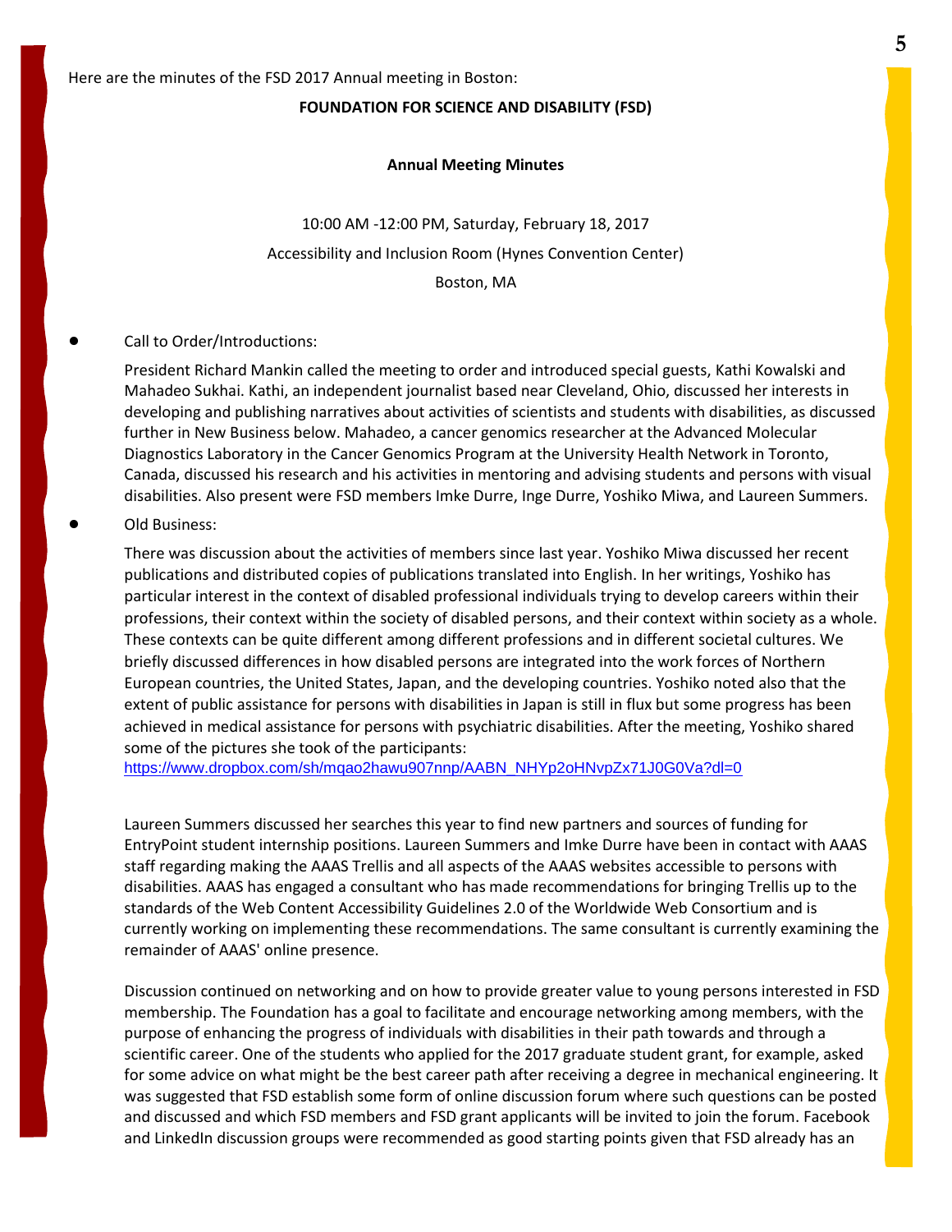Here are the minutes of the FSD 2017 Annual meeting in Boston:

**FOUNDATION FOR SCIENCE AND DISABILITY (FSD)**

**Annual Meeting Minutes**

10:00 AM -12:00 PM, Saturday, February 18, 2017

Accessibility and Inclusion Room (Hynes Convention Center)

Boston, MA

- Call to Order/Introductions:

  President Richard Mankin called the meeting to order and introduced special guests, Kathi Kowalski and Mahadeo Sukhai. Kathi, an independent journalist based near Cleveland, Ohio, discussed her interests in developing and publishing narratives about activities of scientists and students with disabilities, as discussed further in New Business below. Mahadeo, a cancer genomics researcher at the Advanced Molecular Diagnostics Laboratory in the Cancer Genomics Program at the University Health Network in Toronto, Canada, discussed his research and his activities in mentoring and advising students and persons with visual disabilities. Also present were FSD members Imke Durre, Inge Durre, Yoshiko Miwa, and Laureen Summers.

- Old Business:

  There was discussion about the activities of members since last year. Yoshiko Miwa discussed her recent publications and distributed copies of publications translated into English. In her writings, Yoshiko has particular interest in the context of disabled professional individuals trying to develop careers within their professions, their context within the society of disabled persons, and their context within society as a whole. These contexts can be quite different among different professions and in different societal cultures. We briefly discussed differences in how disabled persons are integrated into the work forces of Northern European countries, the United States, Japan, and the developing countries. Yoshiko noted also that the extent of public assistance for persons with disabilities in Japan is still in flux but some progress has been achieved in medical assistance for persons with psychiatric disabilities. After the meeting, Yoshiko shared some of the pictures she took of the participants:
  https://www.dropbox.com/sh/mqao2hawu907nnp/AABN_NHYp2oHNvpZx71J0G0Va?dl=0

  Laureen Summers discussed her searches this year to find new partners and sources of funding for EntryPoint student internship positions. Laureen Summers and Imke Durre have been in contact with AAAS staff regarding making the AAAS Trellis and all aspects of the AAAS websites accessible to persons with disabilities. AAAS has engaged a consultant who has made recommendations for bringing Trellis up to the standards of the Web Content Accessibility Guidelines 2.0 of the Worldwide Web Consortium and is currently working on implementing these recommendations. The same consultant is currently examining the remainder of AAAS' online presence.

  Discussion continued on networking and on how to provide greater value to young persons interested in FSD membership. The Foundation has a goal to facilitate and encourage networking among members, with the purpose of enhancing the progress of individuals with disabilities in their path towards and through a scientific career. One of the students who applied for the 2017 graduate student grant, for example, asked for some advice on what might be the best career path after receiving a degree in mechanical engineering. It was suggested that FSD establish some form of online discussion forum where such questions can be posted and discussed and which FSD members and FSD grant applicants will be invited to join the forum. Facebook and LinkedIn discussion groups were recommended as good starting points given that FSD already has an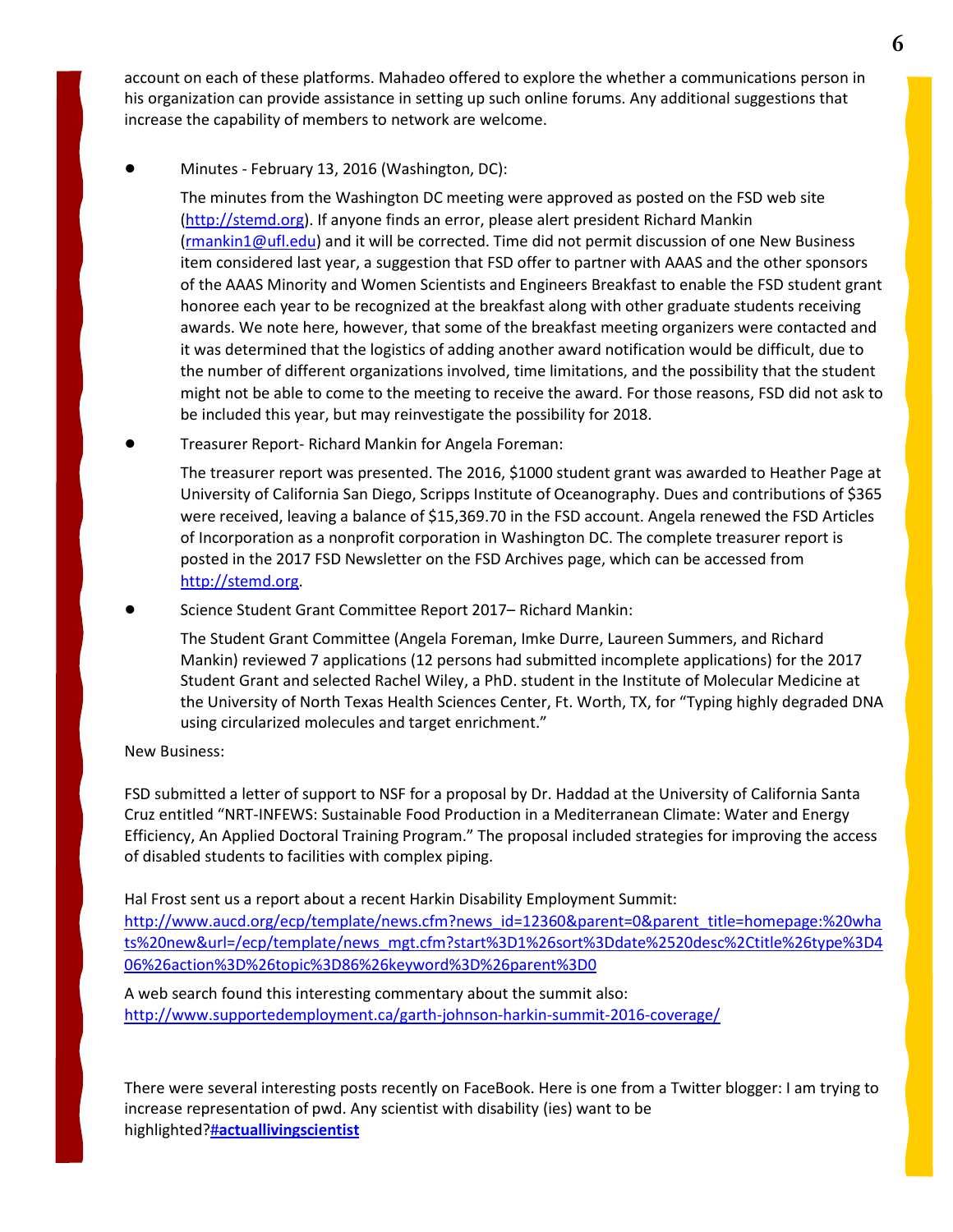account on each of these platforms. Mahadeo offered to explore the whether a communications person in his organization can provide assistance in setting up such online forums. Any additional suggestions that increase the capability of members to network are welcome.

- Minutes - February 13, 2016 (Washington, DC):

  The minutes from the Washington DC meeting were approved as posted on the FSD web site (http://stemd.org). If anyone finds an error, please alert president Richard Mankin (rmankin1@ufl.edu) and it will be corrected. Time did not permit discussion of one New Business item considered last year, a suggestion that FSD offer to partner with AAAS and the other sponsors of the AAAS Minority and Women Scientists and Engineers Breakfast to enable the FSD student grant honoree each year to be recognized at the breakfast along with other graduate students receiving awards. We note here, however, that some of the breakfast meeting organizers were contacted and it was determined that the logistics of adding another award notification would be difficult, due to the number of different organizations involved, time limitations, and the possibility that the student might not be able to come to the meeting to receive the award. For those reasons, FSD did not ask to be included this year, but may reinvestigate the possibility for 2018.

- Treasurer Report- Richard Mankin for Angela Foreman:

  The treasurer report was presented. The 2016, $1000 student grant was awarded to Heather Page at University of California San Diego, Scripps Institute of Oceanography. Dues and contributions of $365 were received, leaving a balance of $15,369.70 in the FSD account. Angela renewed the FSD Articles of Incorporation as a nonprofit corporation in Washington DC. The complete treasurer report is posted in the 2017 FSD Newsletter on the FSD Archives page, which can be accessed from http://stemd.org.

- Science Student Grant Committee Report 2017– Richard Mankin:

  The Student Grant Committee (Angela Foreman, Imke Durre, Laureen Summers, and Richard Mankin) reviewed 7 applications (12 persons had submitted incomplete applications) for the 2017 Student Grant and selected Rachel Wiley, a PhD. student in the Institute of Molecular Medicine at the University of North Texas Health Sciences Center, Ft. Worth, TX, for "Typing highly degraded DNA using circularized molecules and target enrichment."

New Business:

FSD submitted a letter of support to NSF for a proposal by Dr. Haddad at the University of California Santa Cruz entitled "NRT-INFEWS: Sustainable Food Production in a Mediterranean Climate: Water and Energy Efficiency, An Applied Doctoral Training Program." The proposal included strategies for improving the access of disabled students to facilities with complex piping.

Hal Frost sent us a report about a recent Harkin Disability Employment Summit:
http://www.aucd.org/ecp/template/news.cfm?news_id=12360&parent=0&parent_title=homepage:%20whats%20new&url=/ecp/template/news_mgt.cfm?start%3D1%26sort%3Ddate%2520desc%2Ctitle%26type%3D406%26action%3D%26topic%3D86%26keyword%3D%26parent%3D0

A web search found this interesting commentary about the summit also:
http://www.supportedemployment.ca/garth-johnson-harkin-summit-2016-coverage/

There were several interesting posts recently on FaceBook. Here is one from a Twitter blogger: I am trying to increase representation of pwd. Any scientist with disability (ies) want to be highlighted?**#actuallivingscientist**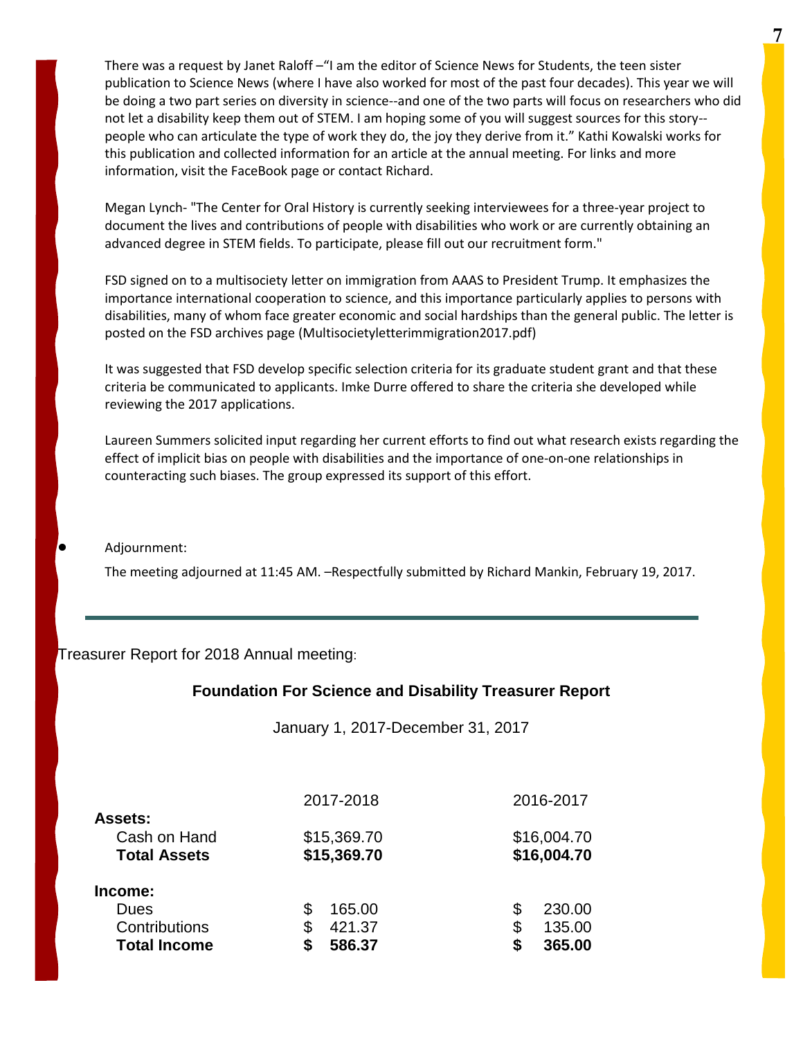There was a request by Janet Raloff –"I am the editor of Science News for Students, the teen sister publication to Science News (where I have also worked for most of the past four decades). This year we will be doing a two part series on diversity in science--and one of the two parts will focus on researchers who did not let a disability keep them out of STEM. I am hoping some of you will suggest sources for this story--people who can articulate the type of work they do, the joy they derive from it." Kathi Kowalski works for this publication and collected information for an article at the annual meeting. For links and more information, visit the FaceBook page or contact Richard.

Megan Lynch- "The Center for Oral History is currently seeking interviewees for a three-year project to document the lives and contributions of people with disabilities who work or are currently obtaining an advanced degree in STEM fields. To participate, please fill out our recruitment form."

FSD signed on to a multisociety letter on immigration from AAAS to President Trump. It emphasizes the importance international cooperation to science, and this importance particularly applies to persons with disabilities, many of whom face greater economic and social hardships than the general public. The letter is posted on the FSD archives page (Multisocietyletterimmigration2017.pdf)

It was suggested that FSD develop specific selection criteria for its graduate student grant and that these criteria be communicated to applicants. Imke Durre offered to share the criteria she developed while reviewing the 2017 applications.

Laureen Summers solicited input regarding her current efforts to find out what research exists regarding the effect of implicit bias on people with disabilities and the importance of one-on-one relationships in counteracting such biases. The group expressed its support of this effort.

- Adjournment:

The meeting adjourned at 11:45 AM. –Respectfully submitted by Richard Mankin, February 19, 2017.

---

Treasurer Report for 2018 Annual meeting:

**Foundation For Science and Disability Treasurer Report**

January 1, 2017-December 31, 2017

| | 2017-2018 | 2016-2017 |
|---|---|---|
| **Assets:** | | |
| Cash on Hand | $15,369.70 | $16,004.70 |
| **Total Assets** | **$15,369.70** | **$16,004.70** |
| **Income:** | | |
| Dues | $ 165.00 | $ 230.00 |
| Contributions | $ 421.37 | $ 135.00 |
| **Total Income** | **$ 586.37** | **$ 365.00** |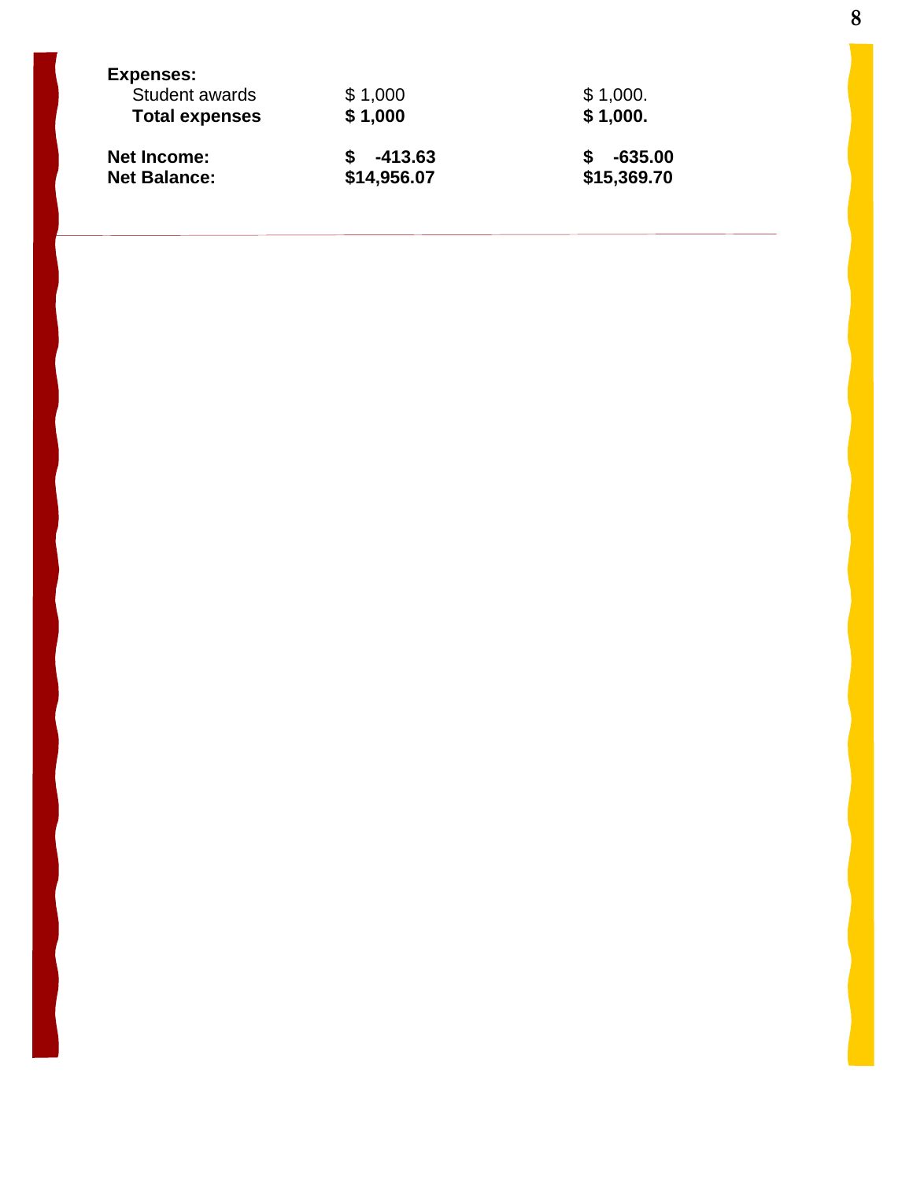| | | |
|---|---|---|
| **Expenses:** | | |
| Student awards | $ 1,000 | $ 1,000. |
| **Total expenses** | **$ 1,000** | **$ 1,000.** |
| | | |
| **Net Income:** | **$ -413.63** | **$ -635.00** |
| **Net Balance:** | **$14,956.07** | **$15,369.70** |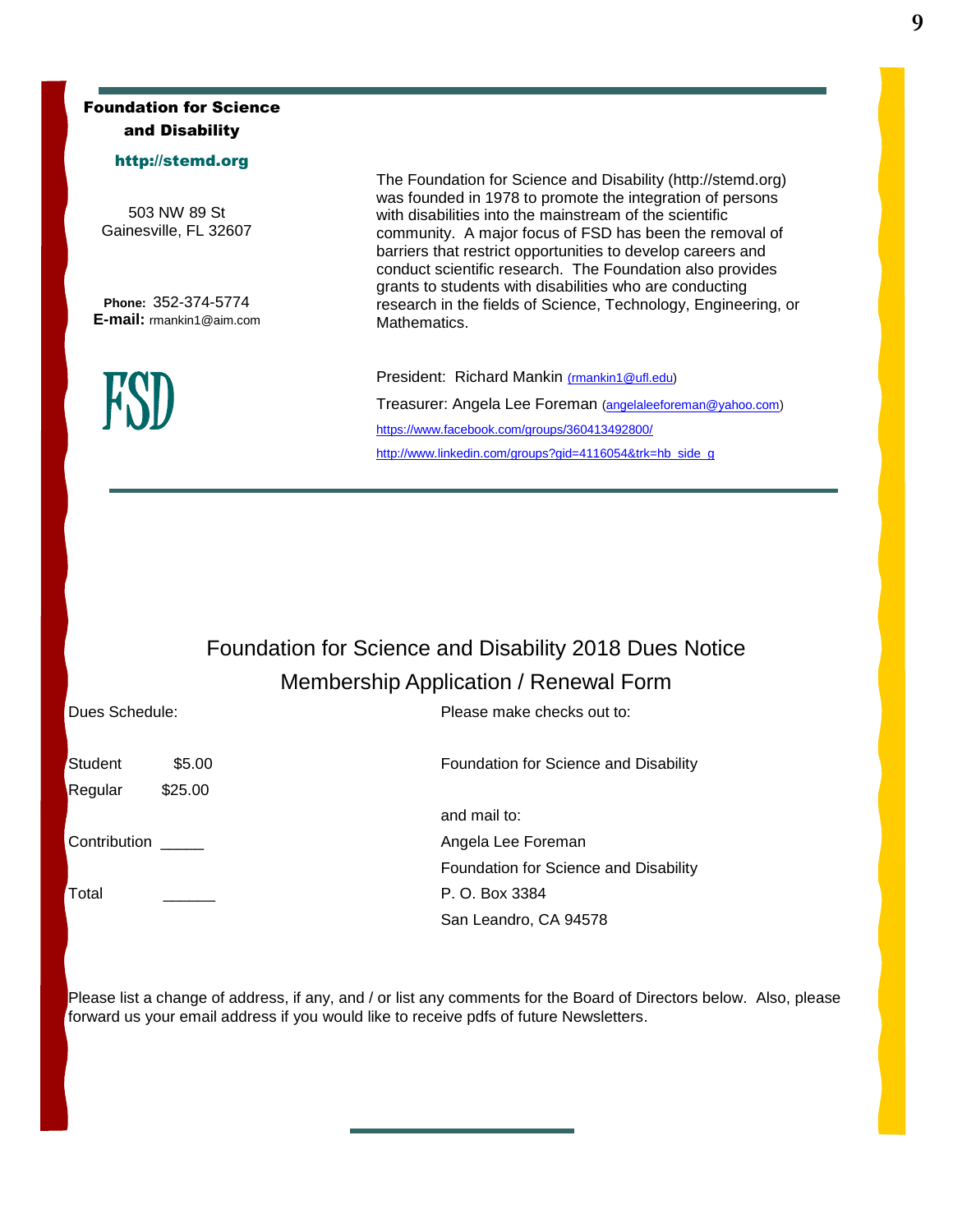**Foundation for Science and Disability**

**http://stemd.org**

503 NW 89 St
Gainesville, FL 32607

**Phone:** 352-374-5774
**E-mail:** rmankin1@aim.com

FSD

The Foundation for Science and Disability (http://stemd.org) was founded in 1978 to promote the integration of persons with disabilities into the mainstream of the scientific community. A major focus of FSD has been the removal of barriers that restrict opportunities to develop careers and conduct scientific research. The Foundation also provides grants to students with disabilities who are conducting research in the fields of Science, Technology, Engineering, or Mathematics.

President: Richard Mankin (rmankin1@ufl.edu)

Treasurer: Angela Lee Foreman (angelaleeforeman@yahoo.com)

https://www.facebook.com/groups/360413492800/

http://www.linkedin.com/groups?gid=4116054&trk=hb_side_g

## Foundation for Science and Disability 2018 Dues Notice

## Membership Application / Renewal Form

Dues Schedule:

Student $5.00
Regular $25.00

Contribution _____

Total ______

Please make checks out to:

Foundation for Science and Disability

and mail to:

Angela Lee Foreman
Foundation for Science and Disability
P. O. Box 3384
San Leandro, CA 94578

Please list a change of address, if any, and / or list any comments for the Board of Directors below. Also, please forward us your email address if you would like to receive pdfs of future Newsletters.